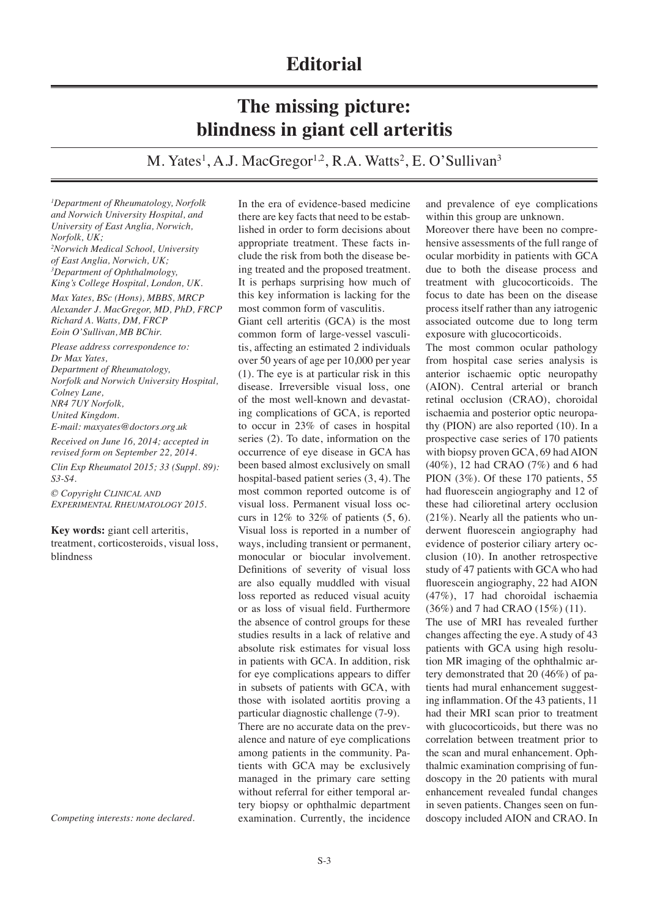# Editorial

# The missing picture: blindness in giant cell arteritis

M. Yates[1], A.J. MacGregor[1,2], R.A. Watts[2], E. O'Sullivan[3]

*[1]Department of Rheumatology, Norfolk and Norwich University Hospital, and University of East Anglia, Norwich, Norfolk, UK;*
*[2]Norwich Medical School, University of East Anglia, Norwich, UK;*
*[3]Department of Ophthalmology, King's College Hospital, London, UK.*

*Max Yates, BSc (Hons), MBBS, MRCP*
*Alexander J. MacGregor, MD, PhD, FRCP*
*Richard A. Watts, DM, FRCP*
*Eoin O'Sullivan, MB BChir.*

*Please address correspondence to:*
*Dr Max Yates,*
*Department of Rheumatology,*
*Norfolk and Norwich University Hospital,*
*Colney Lane,*
*NR4 7UY Norfolk,*
*United Kingdom.*
*E-mail: maxyates@doctors.org.uk*

*Received on June 16, 2014; accepted in revised form on September 22, 2014.*

*Clin Exp Rheumatol 2015; 33 (Suppl. 89): S3-S4.*

*© Copyright CLINICAL AND EXPERIMENTAL RHEUMATOLOGY 2015.*

**Key words:** giant cell arteritis, treatment, corticosteroids, visual loss, blindness

*Competing interests: none declared.*

In the era of evidence-based medicine there are key facts that need to be established in order to form decisions about appropriate treatment. These facts include the risk from both the disease being treated and the proposed treatment. It is perhaps surprising how much of this key information is lacking for the most common form of vasculitis.

Giant cell arteritis (GCA) is the most common form of large-vessel vasculitis, affecting an estimated 2 individuals over 50 years of age per 10,000 per year (1). The eye is at particular risk in this disease. Irreversible visual loss, one of the most well-known and devastating complications of GCA, is reported to occur in 23% of cases in hospital series (2). To date, information on the occurrence of eye disease in GCA has been based almost exclusively on small hospital-based patient series (3, 4). The most common reported outcome is of visual loss. Permanent visual loss occurs in 12% to 32% of patients (5, 6). Visual loss is reported in a number of ways, including transient or permanent, monocular or biocular involvement. Definitions of severity of visual loss are also equally muddled with visual loss reported as reduced visual acuity or as loss of visual field. Furthermore the absence of control groups for these studies results in a lack of relative and absolute risk estimates for visual loss in patients with GCA. In addition, risk for eye complications appears to differ in subsets of patients with GCA, with those with isolated aortitis proving a particular diagnostic challenge (7-9).

There are no accurate data on the prevalence and nature of eye complications among patients in the community. Patients with GCA may be exclusively managed in the primary care setting without referral for either temporal artery biopsy or ophthalmic department examination. Currently, the incidence and prevalence of eye complications within this group are unknown.

Moreover there have been no comprehensive assessments of the full range of ocular morbidity in patients with GCA due to both the disease process and treatment with glucocorticoids. The focus to date has been on the disease process itself rather than any iatrogenic associated outcome due to long term exposure with glucocorticoids.

The most common ocular pathology from hospital case series analysis is anterior ischaemic optic neuropathy (AION). Central arterial or branch retinal occlusion (CRAO), choroidal ischaemia and posterior optic neuropathy (PION) are also reported (10). In a prospective case series of 170 patients with biopsy proven GCA, 69 had AION (40%), 12 had CRAO (7%) and 6 had PION (3%). Of these 170 patients, 55 had fluorescein angiography and 12 of these had cilioretinal artery occlusion (21%). Nearly all the patients who underwent fluorescein angiography had evidence of posterior ciliary artery occlusion (10). In another retrospective study of 47 patients with GCA who had fluorescein angiography, 22 had AION (47%), 17 had choroidal ischaemia (36%) and 7 had CRAO (15%) (11).

The use of MRI has revealed further changes affecting the eye. A study of 43 patients with GCA using high resolution MR imaging of the ophthalmic artery demonstrated that 20 (46%) of patients had mural enhancement suggesting inflammation. Of the 43 patients, 11 had their MRI scan prior to treatment with glucocorticoids, but there was no correlation between treatment prior to the scan and mural enhancement. Ophthalmic examination comprising of fundoscopy in the 20 patients with mural enhancement revealed fundal changes in seven patients. Changes seen on fundoscopy included AION and CRAO. In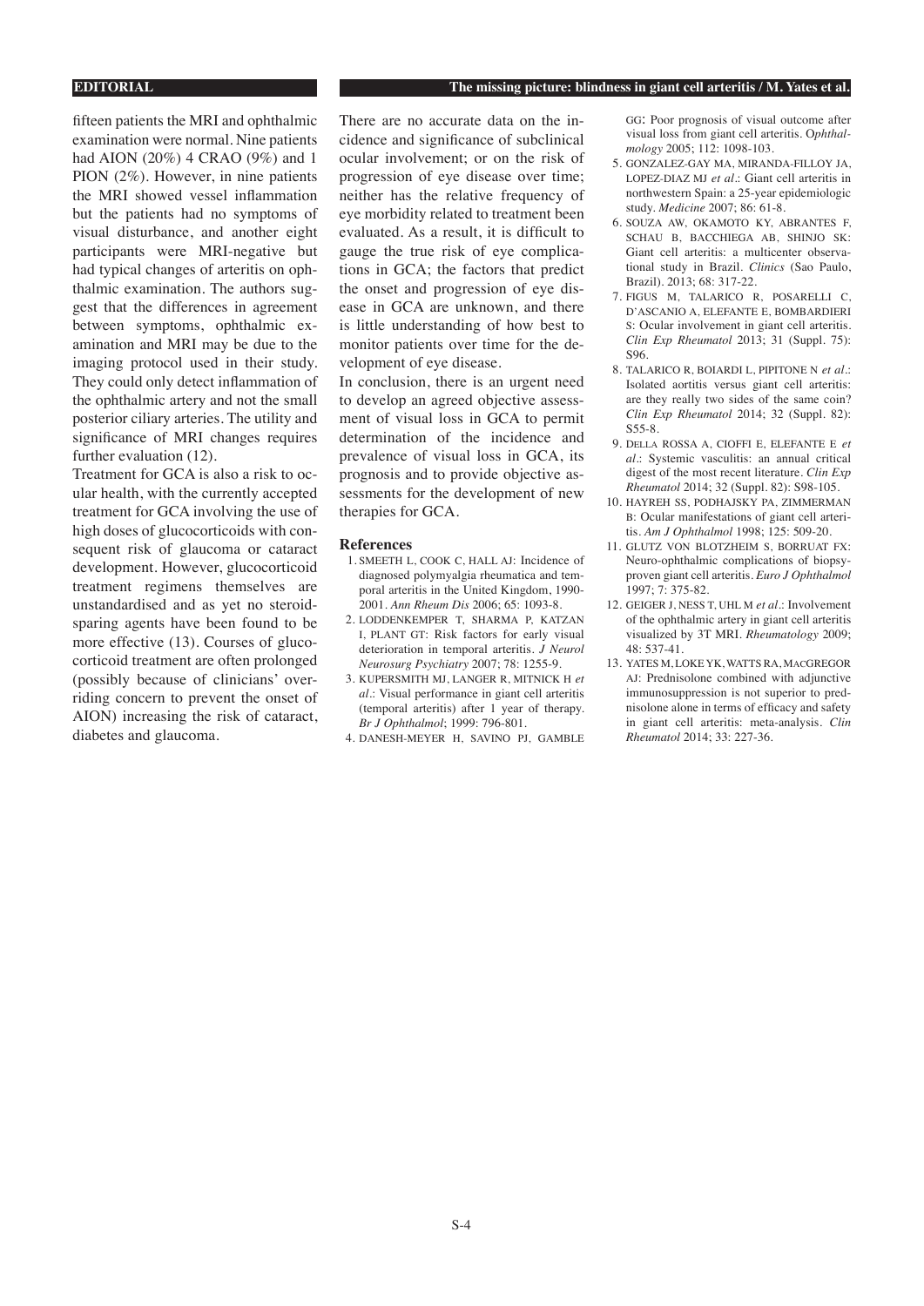fifteen patients the MRI and ophthalmic examination were normal. Nine patients had AION (20%) 4 CRAO (9%) and 1 PION (2%). However, in nine patients the MRI showed vessel inflammation but the patients had no symptoms of visual disturbance, and another eight participants were MRI-negative but had typical changes of arteritis on ophthalmic examination. The authors suggest that the differences in agreement between symptoms, ophthalmic examination and MRI may be due to the imaging protocol used in their study. They could only detect inflammation of the ophthalmic artery and not the small posterior ciliary arteries. The utility and significance of MRI changes requires further evaluation (12).

Treatment for GCA is also a risk to ocular health, with the currently accepted treatment for GCA involving the use of high doses of glucocorticoids with consequent risk of glaucoma or cataract development. However, glucocorticoid treatment regimens themselves are unstandardised and as yet no steroid-sparing agents have been found to be more effective (13). Courses of glucocorticoid treatment are often prolonged (possibly because of clinicians' overriding concern to prevent the onset of AION) increasing the risk of cataract, diabetes and glaucoma.

There are no accurate data on the incidence and significance of subclinical ocular involvement; or on the risk of progression of eye disease over time; neither has the relative frequency of eye morbidity related to treatment been evaluated. As a result, it is difficult to gauge the true risk of eye complications in GCA; the factors that predict the onset and progression of eye disease in GCA are unknown, and there is little understanding of how best to monitor patients over time for the development of eye disease.

In conclusion, there is an urgent need to develop an agreed objective assessment of visual loss in GCA to permit determination of the incidence and prevalence of visual loss in GCA, its prognosis and to provide objective assessments for the development of new therapies for GCA.

## References

1. SMEETH L, COOK C, HALL AJ: Incidence of diagnosed polymyalgia rheumatica and temporal arteritis in the United Kingdom, 1990-2001. *Ann Rheum Dis* 2006; 65: 1093-8.
2. LODDENKEMPER T, SHARMA P, KATZAN I, PLANT GT: Risk factors for early visual deterioration in temporal arteritis. *J Neurol Neurosurg Psychiatry* 2007; 78: 1255-9.
3. KUPERSMITH MJ, LANGER R, MITNICK H *et al.*: Visual performance in giant cell arteritis (temporal arteritis) after 1 year of therapy. *Br J Ophthalmol*; 1999: 796-801.
4. DANESH-MEYER H, SAVINO PJ, GAMBLE GG: Poor prognosis of visual outcome after visual loss from giant cell arteritis. *Ophthalmology* 2005; 112: 1098-103.
5. GONZALEZ-GAY MA, MIRANDA-FILLOY JA, LOPEZ-DIAZ MJ *et al.*: Giant cell arteritis in northwestern Spain: a 25-year epidemiologic study. *Medicine* 2007; 86: 61-8.
6. SOUZA AW, OKAMOTO KY, ABRANTES F, SCHAU B, BACCHIEGA AB, SHINJO SK: Giant cell arteritis: a multicenter observational study in Brazil. *Clinics* (Sao Paulo, Brazil). 2013; 68: 317-22.
7. FIGUS M, TALARICO R, POSARELLI C, D'ASCANIO A, ELEFANTE E, BOMBARDIERI S: Ocular involvement in giant cell arteritis. *Clin Exp Rheumatol* 2013; 31 (Suppl. 75): S96.
8. TALARICO R, BOIARDI L, PIPITONE N *et al.*: Isolated aortitis versus giant cell arteritis: are they really two sides of the same coin? *Clin Exp Rheumatol* 2014; 32 (Suppl. 82): S55-8.
9. DELLA ROSSA A, CIOFFI E, ELEFANTE E *et al.*: Systemic vasculitis: an annual critical digest of the most recent literature. *Clin Exp Rheumatol* 2014; 32 (Suppl. 82): S98-105.
10. HAYREH SS, PODHAJSKY PA, ZIMMERMAN B: Ocular manifestations of giant cell arteritis. *Am J Ophthalmol* 1998; 125: 509-20.
11. GLUTZ VON BLOTZHEIM S, BORRUAT FX: Neuro-ophthalmic complications of biopsy-proven giant cell arteritis. *Euro J Ophthalmol* 1997; 7: 375-82.
12. GEIGER J, NESS T, UHL M *et al.*: Involvement of the ophthalmic artery in giant cell arteritis visualized by 3T MRI. *Rheumatology* 2009; 48: 537-41.
13. YATES M, LOKE YK, WATTS RA, MACGREGOR AJ: Prednisolone combined with adjunctive immunosuppression is not superior to prednisolone alone in terms of efficacy and safety in giant cell arteritis: meta-analysis. *Clin Rheumatol* 2014; 33: 227-36.